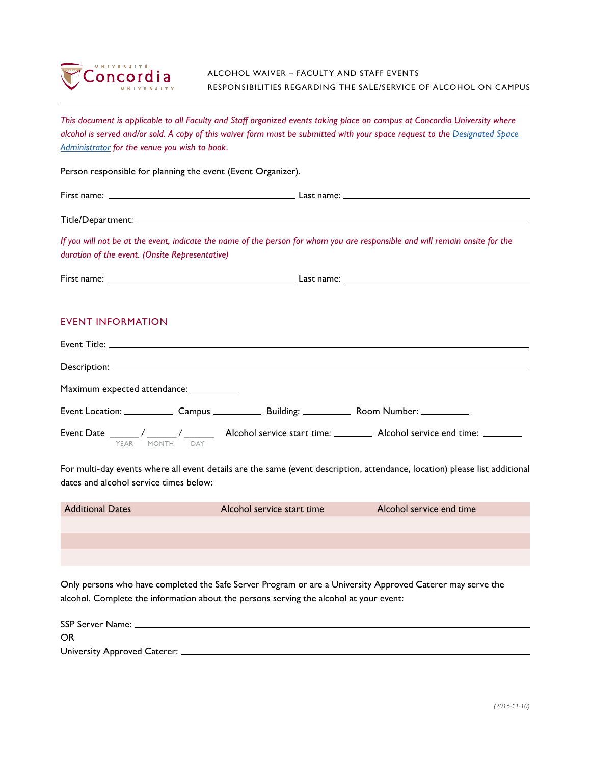ALCOHOL WAIVER – FACULTY AND STAFF EVENTS
RESPONSIBILITIES REGARDING THE SALE/SERVICE OF ALCOHOL ON CAMPUS

*This document is applicable to all Faculty and Staff organized events taking place on campus at Concordia University where alcohol is served and/or sold. A copy of this waiver form must be submitted with your space request to the [Designated Space Administrator] for the venue you wish to book.*

Person responsible for planning the event (Event Organizer).

First name: \_\_\_\_\_\_\_\_\_\_\_\_\_\_\_\_\_\_\_\_ Last name: \_\_\_\_\_\_\_\_\_\_\_\_\_\_\_\_\_\_\_\_

Title/Department: \_\_\_\_\_\_\_\_\_\_\_\_\_\_\_\_\_\_\_\_\_\_\_\_\_\_\_\_\_\_\_\_\_\_\_\_\_\_\_\_

*If you will not be at the event, indicate the name of the person for whom you are responsible and will remain onsite for the duration of the event. (Onsite Representative)*

First name: \_\_\_\_\_\_\_\_\_\_\_\_\_\_\_\_\_\_\_\_ Last name: \_\_\_\_\_\_\_\_\_\_\_\_\_\_\_\_\_\_\_\_

## EVENT INFORMATION

Event Title: \_\_\_\_\_\_\_\_\_\_\_\_\_\_\_\_\_\_\_\_\_\_\_\_\_\_\_\_\_\_\_\_\_\_\_\_\_\_\_\_

Description: \_\_\_\_\_\_\_\_\_\_\_\_\_\_\_\_\_\_\_\_\_\_\_\_\_\_\_\_\_\_\_\_\_\_\_\_\_\_\_\_

Maximum expected attendance: \_\_\_\_\_\_\_\_\_\_

Event Location: \_\_\_\_\_\_\_\_\_\_ Campus \_\_\_\_\_\_\_\_\_\_ Building: \_\_\_\_\_\_\_\_\_\_ Room Number: \_\_\_\_\_\_\_\_\_\_

Event Date \_\_\_\_\_\_ / \_\_\_\_\_\_ / \_\_\_\_\_\_ (YEAR / MONTH / DAY) Alcohol service start time: \_\_\_\_\_\_\_\_ Alcohol service end time: \_\_\_\_\_\_\_\_

For multi-day events where all event details are the same (event description, attendance, location) please list additional dates and alcohol service times below:

| Additional Dates | Alcohol service start time | Alcohol service end time |
|---|---|---|
| | | |
| | | |
| | | |

Only persons who have completed the Safe Server Program or are a University Approved Caterer may serve the alcohol. Complete the information about the persons serving the alcohol at your event:

SSP Server Name: \_\_\_\_\_\_\_\_\_\_\_\_\_\_\_\_\_\_\_\_\_\_\_\_\_\_\_\_\_\_\_\_\_\_\_\_\_\_\_\_
OR
University Approved Caterer: \_\_\_\_\_\_\_\_\_\_\_\_\_\_\_\_\_\_\_\_\_\_\_\_\_\_\_\_\_\_\_\_\_\_\_\_\_\_\_\_

*(2016-11-10)*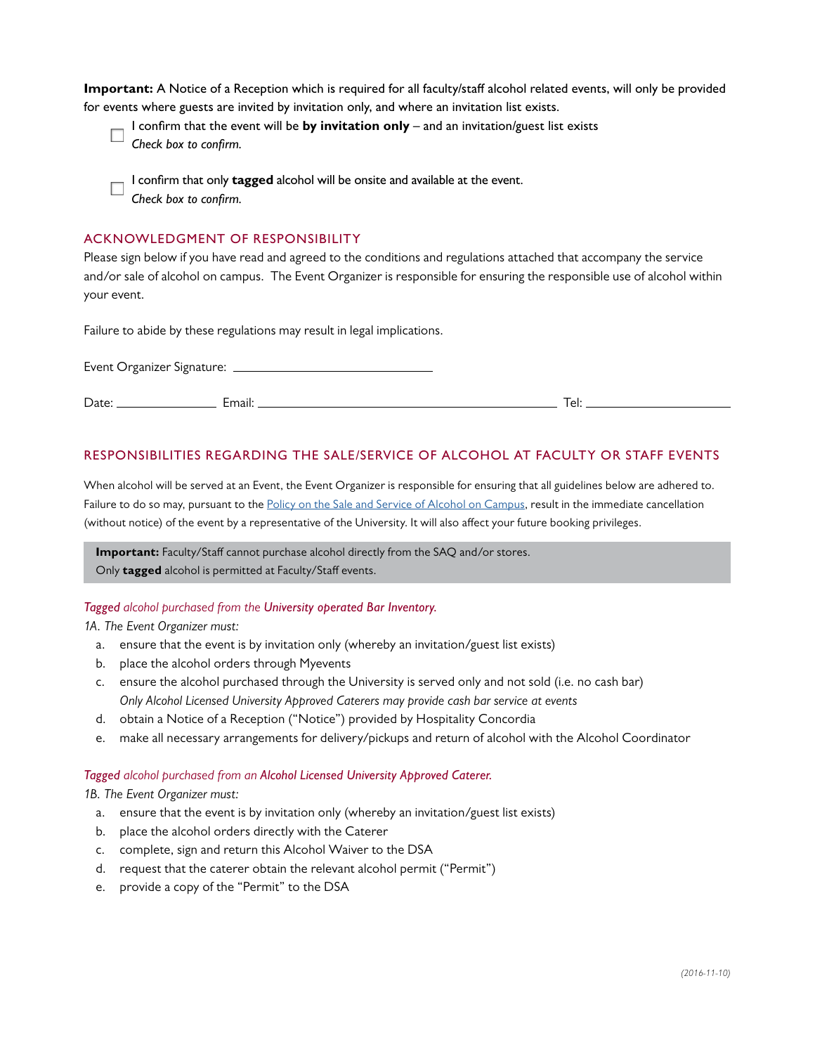**Important:** A Notice of a Reception which is required for all faculty/staff alcohol related events, will only be provided for events where guests are invited by invitation only, and where an invitation list exists.

☐ I confirm that the event will be **by invitation only** – and an invitation/guest list exists
*Check box to confirm.*

☐ I confirm that only **tagged** alcohol will be onsite and available at the event.
*Check box to confirm.*

## ACKNOWLEDGMENT OF RESPONSIBILITY

Please sign below if you have read and agreed to the conditions and regulations attached that accompany the service and/or sale of alcohol on campus. The Event Organizer is responsible for ensuring the responsible use of alcohol within your event.

Failure to abide by these regulations may result in legal implications.

Event Organizer Signature: ______________________________

Date: _______________ Email: ____________________________________________ Tel: ______________________

## RESPONSIBILITIES REGARDING THE SALE/SERVICE OF ALCOHOL AT FACULTY OR STAFF EVENTS

When alcohol will be served at an Event, the Event Organizer is responsible for ensuring that all guidelines below are adhered to. Failure to do so may, pursuant to the Policy on the Sale and Service of Alcohol on Campus, result in the immediate cancellation (without notice) of the event by a representative of the University. It will also affect your future booking privileges.

> **Important:** Faculty/Staff cannot purchase alcohol directly from the SAQ and/or stores.
> Only **tagged** alcohol is permitted at Faculty/Staff events.

*Tagged alcohol purchased from the **University operated Bar Inventory.***

*1A. The Event Organizer must:*

a. ensure that the event is by invitation only (whereby an invitation/guest list exists)
b. place the alcohol orders through Myevents
c. ensure the alcohol purchased through the University is served only and not sold (i.e. no cash bar)
   *Only Alcohol Licensed University Approved Caterers may provide cash bar service at events*
d. obtain a Notice of a Reception ("Notice") provided by Hospitality Concordia
e. make all necessary arrangements for delivery/pickups and return of alcohol with the Alcohol Coordinator

*Tagged alcohol purchased from an **Alcohol Licensed University Approved Caterer.***

*1B. The Event Organizer must:*

a. ensure that the event is by invitation only (whereby an invitation/guest list exists)
b. place the alcohol orders directly with the Caterer
c. complete, sign and return this Alcohol Waiver to the DSA
d. request that the caterer obtain the relevant alcohol permit ("Permit")
e. provide a copy of the "Permit" to the DSA

*(2016-11-10)*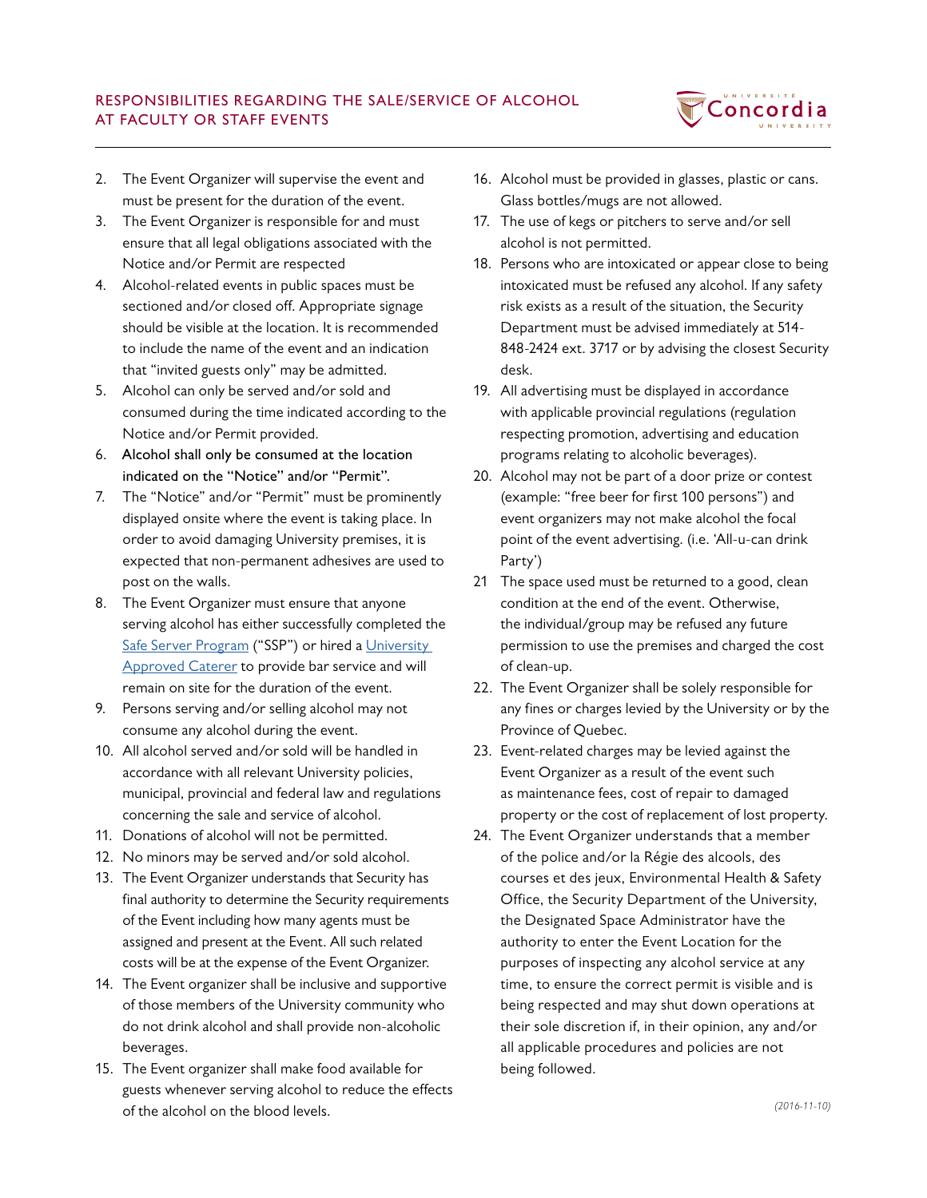2. The Event Organizer will supervise the event and must be present for the duration of the event.
3. The Event Organizer is responsible for and must ensure that all legal obligations associated with the Notice and/or Permit are respected
4. Alcohol-related events in public spaces must be sectioned and/or closed off. Appropriate signage should be visible at the location. It is recommended to include the name of the event and an indication that "invited guests only" may be admitted.
5. Alcohol can only be served and/or sold and consumed during the time indicated according to the Notice and/or Permit provided.
6. Alcohol shall only be consumed at the location indicated on the "Notice" and/or "Permit".
7. The "Notice" and/or "Permit" must be prominently displayed onsite where the event is taking place. In order to avoid damaging University premises, it is expected that non-permanent adhesives are used to post on the walls.
8. The Event Organizer must ensure that anyone serving alcohol has either successfully completed the Safe Server Program ("SSP") or hired a University Approved Caterer to provide bar service and will remain on site for the duration of the event.
9. Persons serving and/or selling alcohol may not consume any alcohol during the event.
10. All alcohol served and/or sold will be handled in accordance with all relevant University policies, municipal, provincial and federal law and regulations concerning the sale and service of alcohol.
11. Donations of alcohol will not be permitted.
12. No minors may be served and/or sold alcohol.
13. The Event Organizer understands that Security has final authority to determine the Security requirements of the Event including how many agents must be assigned and present at the Event. All such related costs will be at the expense of the Event Organizer.
14. The Event organizer shall be inclusive and supportive of those members of the University community who do not drink alcohol and shall provide non-alcoholic beverages.
15. The Event organizer shall make food available for guests whenever serving alcohol to reduce the effects of the alcohol on the blood levels.
16. Alcohol must be provided in glasses, plastic or cans. Glass bottles/mugs are not allowed.
17. The use of kegs or pitchers to serve and/or sell alcohol is not permitted.
18. Persons who are intoxicated or appear close to being intoxicated must be refused any alcohol. If any safety risk exists as a result of the situation, the Security Department must be advised immediately at 514-848-2424 ext. 3717 or by advising the closest Security desk.
19. All advertising must be displayed in accordance with applicable provincial regulations (regulation respecting promotion, advertising and education programs relating to alcoholic beverages).
20. Alcohol may not be part of a door prize or contest (example: "free beer for first 100 persons") and event organizers may not make alcohol the focal point of the event advertising. (i.e. 'All-u-can drink Party')
21. The space used must be returned to a good, clean condition at the end of the event. Otherwise, the individual/group may be refused any future permission to use the premises and charged the cost of clean-up.
22. The Event Organizer shall be solely responsible for any fines or charges levied by the University or by the Province of Quebec.
23. Event-related charges may be levied against the Event Organizer as a result of the event such as maintenance fees, cost of repair to damaged property or the cost of replacement of lost property.
24. The Event Organizer understands that a member of the police and/or la Régie des alcools, des courses et des jeux, Environmental Health & Safety Office, the Security Department of the University, the Designated Space Administrator have the authority to enter the Event Location for the purposes of inspecting any alcohol service at any time, to ensure the correct permit is visible and is being respected and may shut down operations at their sole discretion if, in their opinion, any and/or all applicable procedures and policies are not being followed.

*(2016-11-10)*